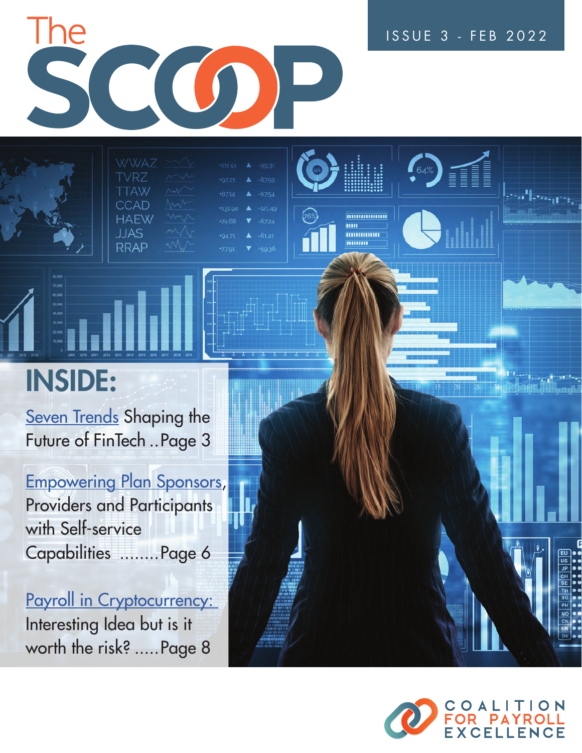# The SCOOP

ISSUE 3 - FEB 2022

## INSIDE:

Seven Trends Shaping the Future of FinTech ..Page 3

Empowering Plan Sponsors, Providers and Participants with Self-service Capabilities ........Page 6

Payroll in Cryptocurrency: Interesting Idea but is it worth the risk? .....Page 8

COALITION FOR PAYROLL EXCELLENCE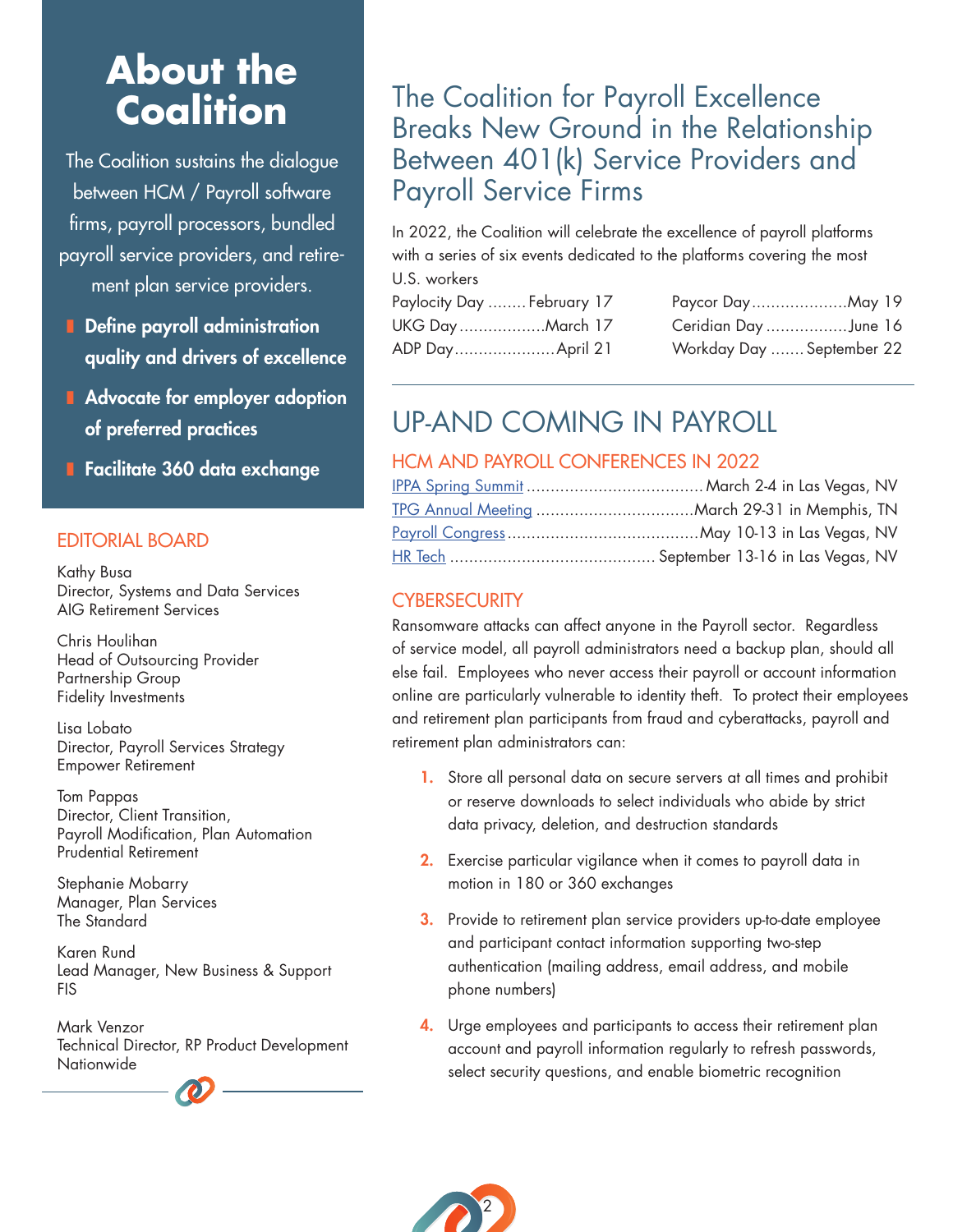# About the Coalition

The Coalition sustains the dialogue between HCM / Payroll software firms, payroll processors, bundled payroll service providers, and retirement plan service providers.

- **Define payroll administration quality and drivers of excellence**
- **Advocate for employer adoption of preferred practices**
- **Facilitate 360 data exchange**

## EDITORIAL BOARD

Kathy Busa
Director, Systems and Data Services
AIG Retirement Services

Chris Houlihan
Head of Outsourcing Provider Partnership Group
Fidelity Investments

Lisa Lobato
Director, Payroll Services Strategy
Empower Retirement

Tom Pappas
Director, Client Transition,
Payroll Modification, Plan Automation
Prudential Retirement

Stephanie Mobarry
Manager, Plan Services
The Standard

Karen Rund
Lead Manager, New Business & Support
FIS

Mark Venzor
Technical Director, RP Product Development
Nationwide

# The Coalition for Payroll Excellence Breaks New Ground in the Relationship Between 401(k) Service Providers and Payroll Service Firms

In 2022, the Coalition will celebrate the excellence of payroll platforms with a series of six events dedicated to the platforms covering the most U.S. workers

| Event | Date |
|---|---|
| Paylocity Day | February 17 |
| UKG Day | March 17 |
| ADP Day | April 21 |
| Paycor Day | May 19 |
| Ceridian Day | June 16 |
| Workday Day | September 22 |

# UP-AND COMING IN PAYROLL

## HCM AND PAYROLL CONFERENCES IN 2022

| Conference | Date and Location |
|---|---|
| IPPA Spring Summit | March 2-4 in Las Vegas, NV |
| TPG Annual Meeting | March 29-31 in Memphis, TN |
| Payroll Congress | May 10-13 in Las Vegas, NV |
| HR Tech | September 13-16 in Las Vegas, NV |

## CYBERSECURITY

Ransomware attacks can affect anyone in the Payroll sector. Regardless of service model, all payroll administrators need a backup plan, should all else fail. Employees who never access their payroll or account information online are particularly vulnerable to identity theft. To protect their employees and retirement plan participants from fraud and cyberattacks, payroll and retirement plan administrators can:

1. Store all personal data on secure servers at all times and prohibit or reserve downloads to select individuals who abide by strict data privacy, deletion, and destruction standards
2. Exercise particular vigilance when it comes to payroll data in motion in 180 or 360 exchanges
3. Provide to retirement plan service providers up-to-date employee and participant contact information supporting two-step authentication (mailing address, email address, and mobile phone numbers)
4. Urge employees and participants to access their retirement plan account and payroll information regularly to refresh passwords, select security questions, and enable biometric recognition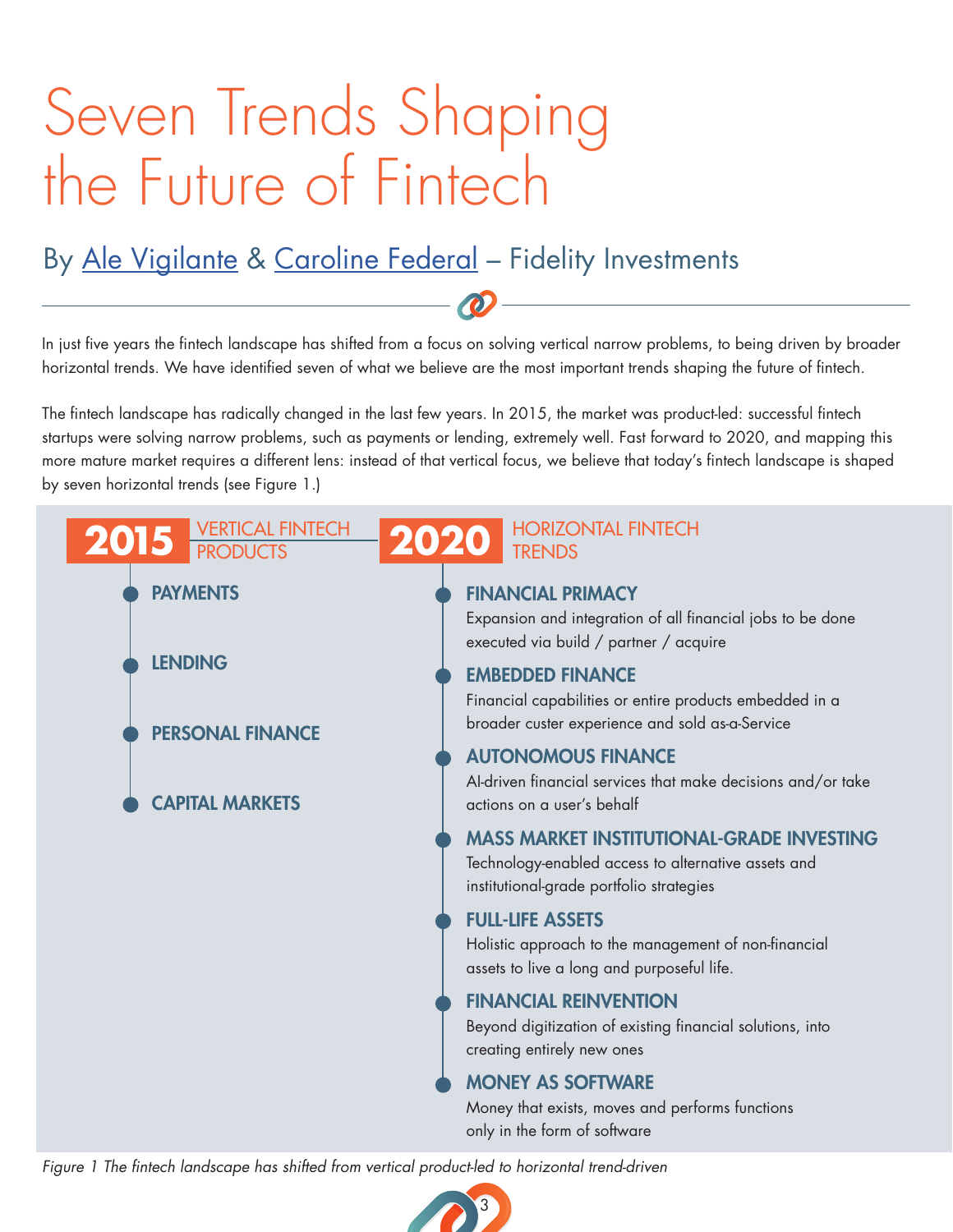# Seven Trends Shaping the Future of Fintech

## By Ale Vigilante & Caroline Federal – Fidelity Investments

In just five years the fintech landscape has shifted from a focus on solving vertical narrow problems, to being driven by broader horizontal trends. We have identified seven of what we believe are the most important trends shaping the future of fintech.

The fintech landscape has radically changed in the last few years. In 2015, the market was product-led: successful fintech startups were solving narrow problems, such as payments or lending, extremely well. Fast forward to 2020, and mapping this more mature market requires a different lens: instead of that vertical focus, we believe that today's fintech landscape is shaped by seven horizontal trends (see Figure 1.)

**2015** VERTICAL FINTECH PRODUCTS

- **PAYMENTS**
- **LENDING**
- **PERSONAL FINANCE**
- **CAPITAL MARKETS**

**2020** HORIZONTAL FINTECH TRENDS

- **FINANCIAL PRIMACY**
  Expansion and integration of all financial jobs to be done executed via build / partner / acquire
- **EMBEDDED FINANCE**
  Financial capabilities or entire products embedded in a broader custer experience and sold as-a-Service
- **AUTONOMOUS FINANCE**
  AI-driven financial services that make decisions and/or take actions on a user's behalf
- **MASS MARKET INSTITUTIONAL-GRADE INVESTING**
  Technology-enabled access to alternative assets and institutional-grade portfolio strategies
- **FULL-LIFE ASSETS**
  Holistic approach to the management of non-financial assets to live a long and purposeful life.
- **FINANCIAL REINVENTION**
  Beyond digitization of existing financial solutions, into creating entirely new ones
- **MONEY AS SOFTWARE**
  Money that exists, moves and performs functions only in the form of software

*Figure 1 The fintech landscape has shifted from vertical product-led to horizontal trend-driven*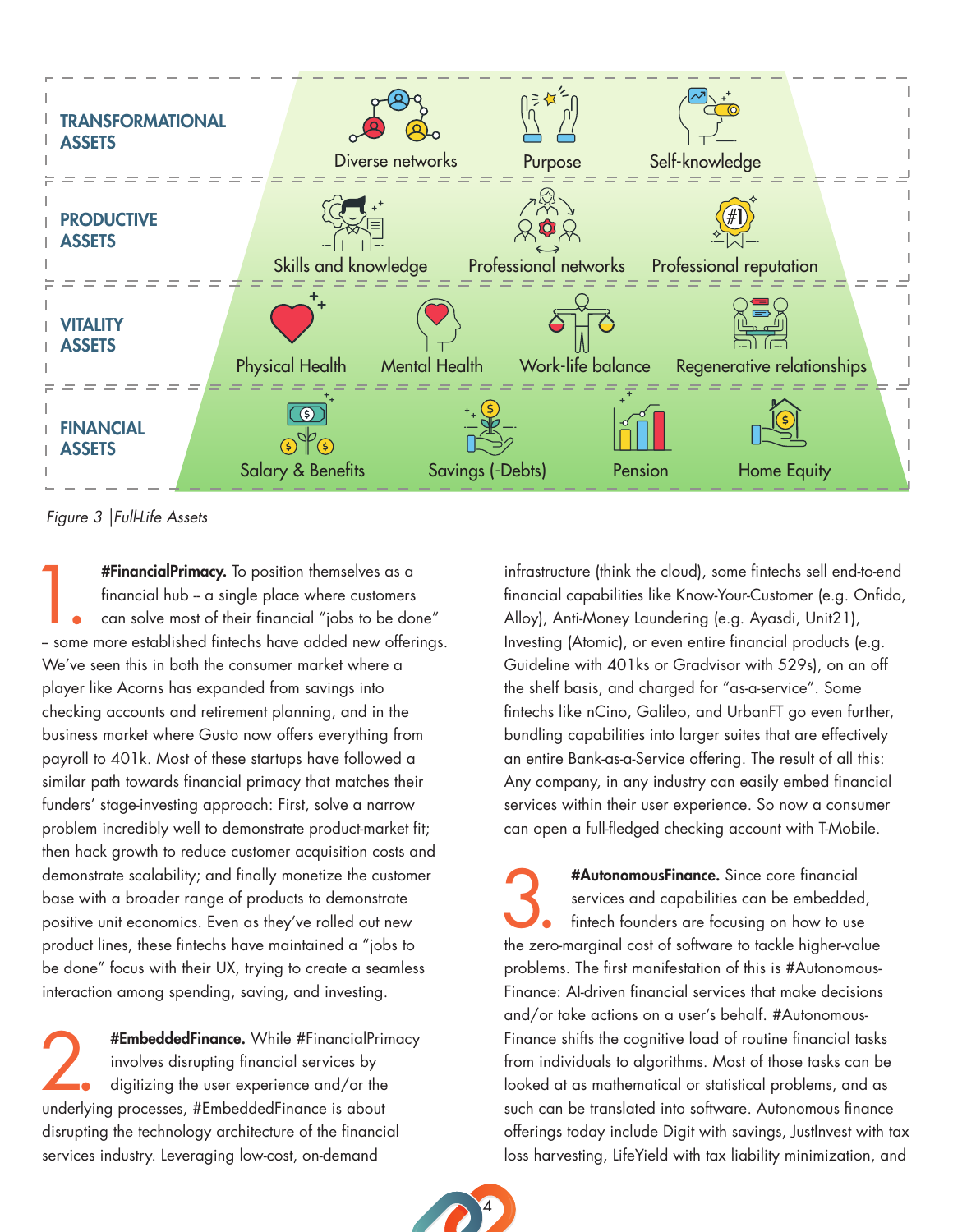| | | | | |
|---|---|---|---|---|
| **TRANSFORMATIONAL ASSETS** | Diverse networks | Purpose | Self-knowledge | |
| **PRODUCTIVE ASSETS** | Skills and knowledge | Professional networks | Professional reputation | |
| **VITALITY ASSETS** | Physical Health | Mental Health | Work-life balance | Regenerative relationships |
| **FINANCIAL ASSETS** | Salary & Benefits | Savings (-Debts) | Pension | Home Equity |

*Figure 3 |Full-Life Assets*

1. **#FinancialPrimacy.** To position themselves as a financial hub – a single place where customers can solve most of their financial "jobs to be done" – some more established fintechs have added new offerings. We've seen this in both the consumer market where a player like Acorns has expanded from savings into checking accounts and retirement planning, and in the business market where Gusto now offers everything from payroll to 401k. Most of these startups have followed a similar path towards financial primacy that matches their funders' stage-investing approach: First, solve a narrow problem incredibly well to demonstrate product-market fit; then hack growth to reduce customer acquisition costs and demonstrate scalability; and finally monetize the customer base with a broader range of products to demonstrate positive unit economics. Even as they've rolled out new product lines, these fintechs have maintained a "jobs to be done" focus with their UX, trying to create a seamless interaction among spending, saving, and investing.

2. **#EmbeddedFinance.** While #FinancialPrimacy involves disrupting financial services by digitizing the user experience and/or the underlying processes, #EmbeddedFinance is about disrupting the technology architecture of the financial services industry. Leveraging low-cost, on-demand infrastructure (think the cloud), some fintechs sell end-to-end financial capabilities like Know-Your-Customer (e.g. Onfido, Alloy), Anti-Money Laundering (e.g. Ayasdi, Unit21), Investing (Atomic), or even entire financial products (e.g. Guideline with 401ks or Gradvisor with 529s), on an off the shelf basis, and charged for "as-a-service". Some fintechs like nCino, Galileo, and UrbanFT go even further, bundling capabilities into larger suites that are effectively an entire Bank-as-a-Service offering. The result of all this: Any company, in any industry can easily embed financial services within their user experience. So now a consumer can open a full-fledged checking account with T-Mobile.

3. **#AutonomousFinance.** Since core financial services and capabilities can be embedded, fintech founders are focusing on how to use the zero-marginal cost of software to tackle higher-value problems. The first manifestation of this is #Autonomous-Finance: AI-driven financial services that make decisions and/or take actions on a user's behalf. #Autonomous-Finance shifts the cognitive load of routine financial tasks from individuals to algorithms. Most of those tasks can be looked at as mathematical or statistical problems, and as such can be translated into software. Autonomous finance offerings today include Digit with savings, JustInvest with tax loss harvesting, LifeYield with tax liability minimization, and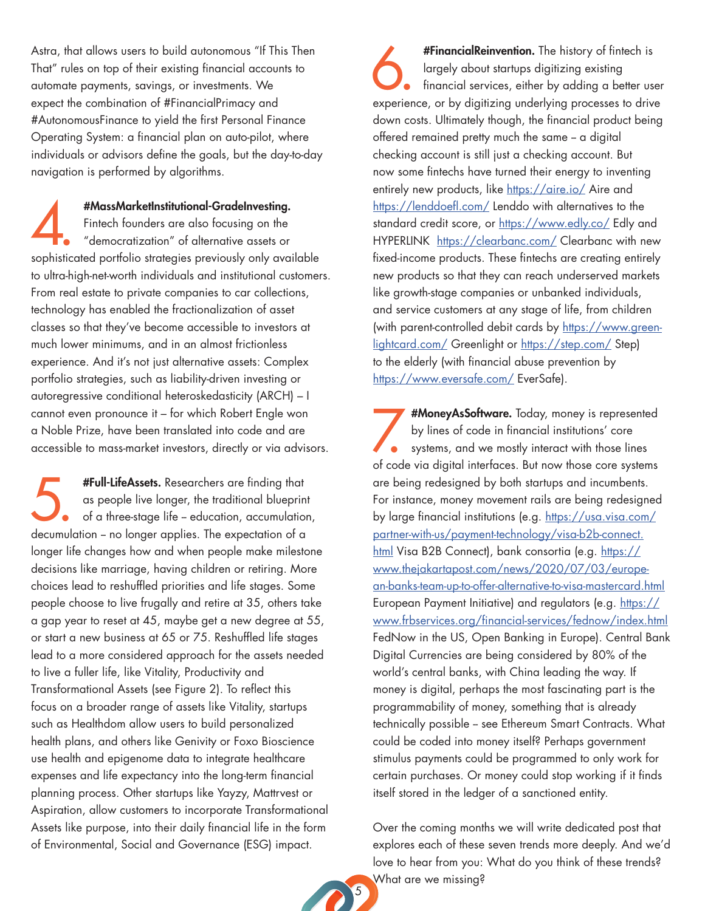Astra, that allows users to build autonomous "If This Then That" rules on top of their existing financial accounts to automate payments, savings, or investments. We expect the combination of #FinancialPrimacy and #AutonomousFinance to yield the first Personal Finance Operating System: a financial plan on auto-pilot, where individuals or advisors define the goals, but the day-to-day navigation is performed by algorithms.

4. **#MassMarketInstitutional-GradeInvesting.** Fintech founders are also focusing on the "democratization" of alternative assets or sophisticated portfolio strategies previously only available to ultra-high-net-worth individuals and institutional customers. From real estate to private companies to car collections, technology has enabled the fractionalization of asset classes so that they've become accessible to investors at much lower minimums, and in an almost frictionless experience. And it's not just alternative assets: Complex portfolio strategies, such as liability-driven investing or autoregressive conditional heteroskedasticity (ARCH) – I cannot even pronounce it – for which Robert Engle won a Noble Prize, have been translated into code and are accessible to mass-market investors, directly or via advisors.

5. **#Full-LifeAssets.** Researchers are finding that as people live longer, the traditional blueprint of a three-stage life – education, accumulation, decumulation – no longer applies. The expectation of a longer life changes how and when people make milestone decisions like marriage, having children or retiring. More choices lead to reshuffled priorities and life stages. Some people choose to live frugally and retire at 35, others take a gap year to reset at 45, maybe get a new degree at 55, or start a new business at 65 or 75. Reshuffled life stages lead to a more considered approach for the assets needed to live a fuller life, like Vitality, Productivity and Transformational Assets (see Figure 2). To reflect this focus on a broader range of assets like Vitality, startups such as Healthdom allow users to build personalized health plans, and others like Genivity or Foxo Bioscience use health and epigenome data to integrate healthcare expenses and life expectancy into the long-term financial planning process. Other startups like Yayzy, Mattrvest or Aspiration, allow customers to incorporate Transformational Assets like purpose, into their daily financial life in the form of Environmental, Social and Governance (ESG) impact.

6. **#FinancialReinvention.** The history of fintech is largely about startups digitizing existing financial services, either by adding a better user experience, or by digitizing underlying processes to drive down costs. Ultimately though, the financial product being offered remained pretty much the same – a digital checking account is still just a checking account. But now some fintechs have turned their energy to inventing entirely new products, like https://aire.io/ Aire and https://lenddoefl.com/ Lenddo with alternatives to the standard credit score, or https://www.edly.co/ Edly and HYPERLINK https://clearbanc.com/ Clearbanc with new fixed-income products. These fintechs are creating entirely new products so that they can reach underserved markets like growth-stage companies or unbanked individuals, and service customers at any stage of life, from children (with parent-controlled debit cards by https://www.greenlightcard.com/ Greenlight or https://step.com/ Step) to the elderly (with financial abuse prevention by https://www.eversafe.com/ EverSafe).

7. **#MoneyAsSoftware.** Today, money is represented by lines of code in financial institutions' core systems, and we mostly interact with those lines of code via digital interfaces. But now those core systems are being redesigned by both startups and incumbents. For instance, money movement rails are being redesigned by large financial institutions (e.g. https://usa.visa.com/partner-with-us/payment-technology/visa-b2b-connect.html Visa B2B Connect), bank consortia (e.g. https://www.thejakartapost.com/news/2020/07/03/european-banks-team-up-to-offer-alternative-to-visa-mastercard.html European Payment Initiative) and regulators (e.g. https://www.frbservices.org/financial-services/fednow/index.html FedNow in the US, Open Banking in Europe). Central Bank Digital Currencies are being considered by 80% of the world's central banks, with China leading the way. If money is digital, perhaps the most fascinating part is the programmability of money, something that is already technically possible – see Ethereum Smart Contracts. What could be coded into money itself? Perhaps government stimulus payments could be programmed to only work for certain purchases. Or money could stop working if it finds itself stored in the ledger of a sanctioned entity.

Over the coming months we will write dedicated post that explores each of these seven trends more deeply. And we'd love to hear from you: What do you think of these trends? What are we missing?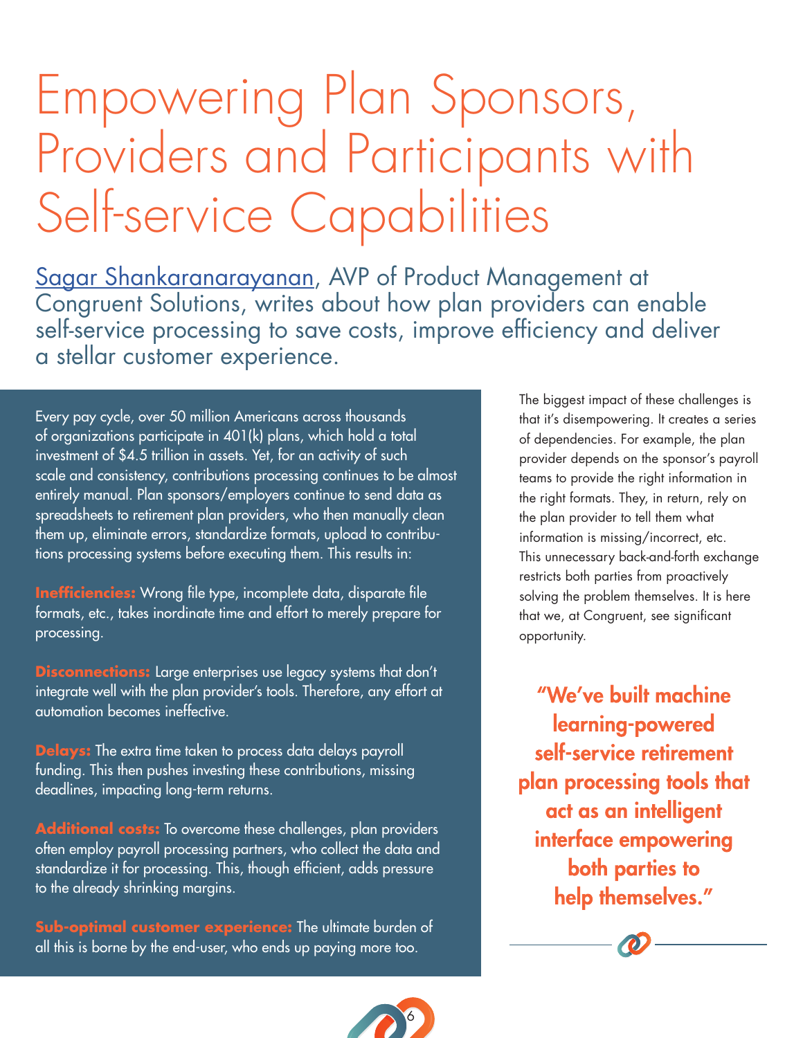# Empowering Plan Sponsors, Providers and Participants with Self-service Capabilities

Sagar Shankaranarayanan, AVP of Product Management at Congruent Solutions, writes about how plan providers can enable self-service processing to save costs, improve efficiency and deliver a stellar customer experience.

Every pay cycle, over 50 million Americans across thousands of organizations participate in 401(k) plans, which hold a total investment of $4.5 trillion in assets. Yet, for an activity of such scale and consistency, contributions processing continues to be almost entirely manual. Plan sponsors/employers continue to send data as spreadsheets to retirement plan providers, who then manually clean them up, eliminate errors, standardize formats, upload to contributions processing systems before executing them. This results in:

**Inefficiencies:** Wrong file type, incomplete data, disparate file formats, etc., takes inordinate time and effort to merely prepare for processing.

**Disconnections:** Large enterprises use legacy systems that don't integrate well with the plan provider's tools. Therefore, any effort at automation becomes ineffective.

**Delays:** The extra time taken to process data delays payroll funding. This then pushes investing these contributions, missing deadlines, impacting long-term returns.

**Additional costs:** To overcome these challenges, plan providers often employ payroll processing partners, who collect the data and standardize it for processing. This, though efficient, adds pressure to the already shrinking margins.

**Sub-optimal customer experience:** The ultimate burden of all this is borne by the end-user, who ends up paying more too.

The biggest impact of these challenges is that it's disempowering. It creates a series of dependencies. For example, the plan provider depends on the sponsor's payroll teams to provide the right information in the right formats. They, in return, rely on the plan provider to tell them what information is missing/incorrect, etc. This unnecessary back-and-forth exchange restricts both parties from proactively solving the problem themselves. It is here that we, at Congruent, see significant opportunity.

**"We've built machine learning-powered self-service retirement plan processing tools that act as an intelligent interface empowering both parties to help themselves."**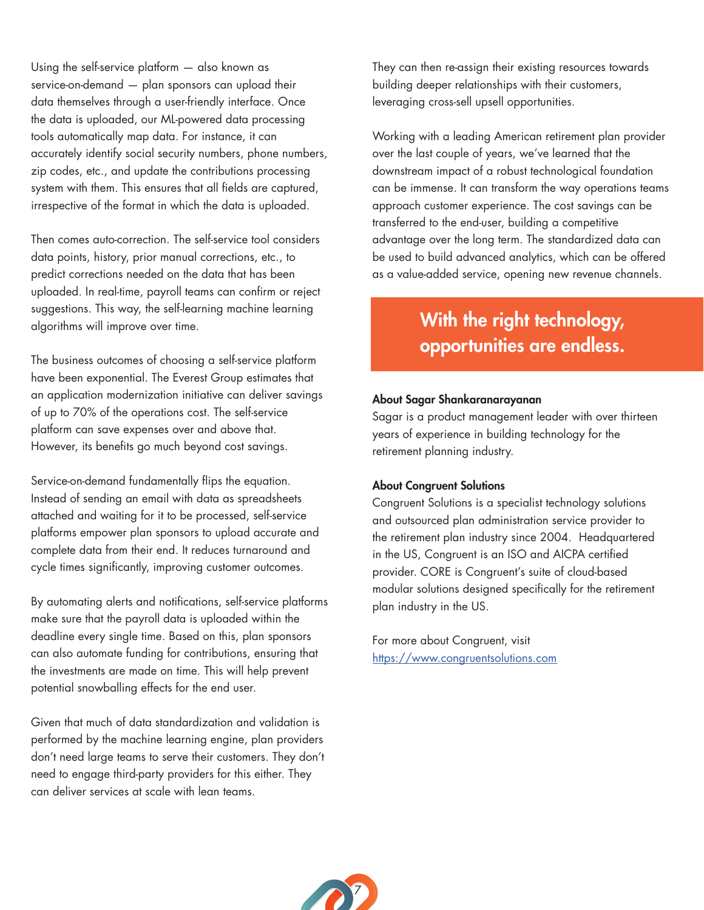Using the self-service platform — also known as service-on-demand — plan sponsors can upload their data themselves through a user-friendly interface. Once the data is uploaded, our ML-powered data processing tools automatically map data. For instance, it can accurately identify social security numbers, phone numbers, zip codes, etc., and update the contributions processing system with them. This ensures that all fields are captured, irrespective of the format in which the data is uploaded.

Then comes auto-correction. The self-service tool considers data points, history, prior manual corrections, etc., to predict corrections needed on the data that has been uploaded. In real-time, payroll teams can confirm or reject suggestions. This way, the self-learning machine learning algorithms will improve over time.

The business outcomes of choosing a self-service platform have been exponential. The Everest Group estimates that an application modernization initiative can deliver savings of up to 70% of the operations cost. The self-service platform can save expenses over and above that. However, its benefits go much beyond cost savings.

Service-on-demand fundamentally flips the equation. Instead of sending an email with data as spreadsheets attached and waiting for it to be processed, self-service platforms empower plan sponsors to upload accurate and complete data from their end. It reduces turnaround and cycle times significantly, improving customer outcomes.

By automating alerts and notifications, self-service platforms make sure that the payroll data is uploaded within the deadline every single time. Based on this, plan sponsors can also automate funding for contributions, ensuring that the investments are made on time. This will help prevent potential snowballing effects for the end user.

Given that much of data standardization and validation is performed by the machine learning engine, plan providers don't need large teams to serve their customers. They don't need to engage third-party providers for this either. They can deliver services at scale with lean teams.

They can then re-assign their existing resources towards building deeper relationships with their customers, leveraging cross-sell upsell opportunities.

Working with a leading American retirement plan provider over the last couple of years, we've learned that the downstream impact of a robust technological foundation can be immense. It can transform the way operations teams approach customer experience. The cost savings can be transferred to the end-user, building a competitive advantage over the long term. The standardized data can be used to build advanced analytics, which can be offered as a value-added service, opening new revenue channels.

**With the right technology, opportunities are endless.**

**About Sagar Shankaranarayanan**

Sagar is a product management leader with over thirteen years of experience in building technology for the retirement planning industry.

**About Congruent Solutions**

Congruent Solutions is a specialist technology solutions and outsourced plan administration service provider to the retirement plan industry since 2004. Headquartered in the US, Congruent is an ISO and AICPA certified provider. CORE is Congruent's suite of cloud-based modular solutions designed specifically for the retirement plan industry in the US.

For more about Congruent, visit https://www.congruentsolutions.com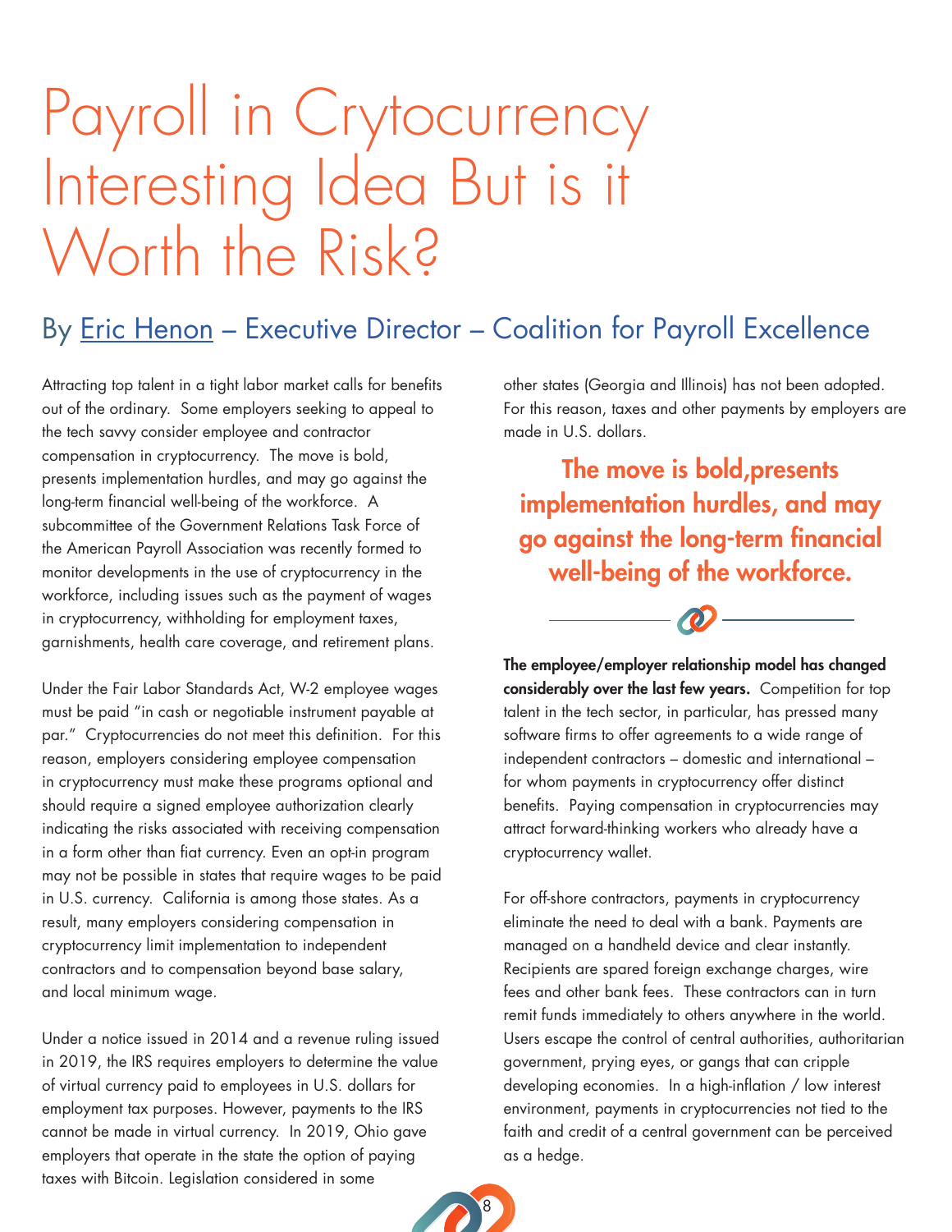# Payroll in Crytocurrency Interesting Idea But is it Worth the Risk?

## By Eric Henon – Executive Director – Coalition for Payroll Excellence

Attracting top talent in a tight labor market calls for benefits out of the ordinary. Some employers seeking to appeal to the tech savvy consider employee and contractor compensation in cryptocurrency. The move is bold, presents implementation hurdles, and may go against the long-term financial well-being of the workforce. A subcommittee of the Government Relations Task Force of the American Payroll Association was recently formed to monitor developments in the use of cryptocurrency in the workforce, including issues such as the payment of wages in cryptocurrency, withholding for employment taxes, garnishments, health care coverage, and retirement plans.

Under the Fair Labor Standards Act, W-2 employee wages must be paid "in cash or negotiable instrument payable at par." Cryptocurrencies do not meet this definition. For this reason, employers considering employee compensation in cryptocurrency must make these programs optional and should require a signed employee authorization clearly indicating the risks associated with receiving compensation in a form other than fiat currency. Even an opt-in program may not be possible in states that require wages to be paid in U.S. currency. California is among those states. As a result, many employers considering compensation in cryptocurrency limit implementation to independent contractors and to compensation beyond base salary, and local minimum wage.

Under a notice issued in 2014 and a revenue ruling issued in 2019, the IRS requires employers to determine the value of virtual currency paid to employees in U.S. dollars for employment tax purposes. However, payments to the IRS cannot be made in virtual currency. In 2019, Ohio gave employers that operate in the state the option of paying taxes with Bitcoin. Legislation considered in some other states (Georgia and Illinois) has not been adopted. For this reason, taxes and other payments by employers are made in U.S. dollars.

> **The move is bold,presents implementation hurdles, and may go against the long-term financial well-being of the workforce.**

**The employee/employer relationship model has changed considerably over the last few years.** Competition for top talent in the tech sector, in particular, has pressed many software firms to offer agreements to a wide range of independent contractors – domestic and international – for whom payments in cryptocurrency offer distinct benefits. Paying compensation in cryptocurrencies may attract forward-thinking workers who already have a cryptocurrency wallet.

For off-shore contractors, payments in cryptocurrency eliminate the need to deal with a bank. Payments are managed on a handheld device and clear instantly. Recipients are spared foreign exchange charges, wire fees and other bank fees. These contractors can in turn remit funds immediately to others anywhere in the world. Users escape the control of central authorities, authoritarian government, prying eyes, or gangs that can cripple developing economies. In a high-inflation / low interest environment, payments in cryptocurrencies not tied to the faith and credit of a central government can be perceived as a hedge.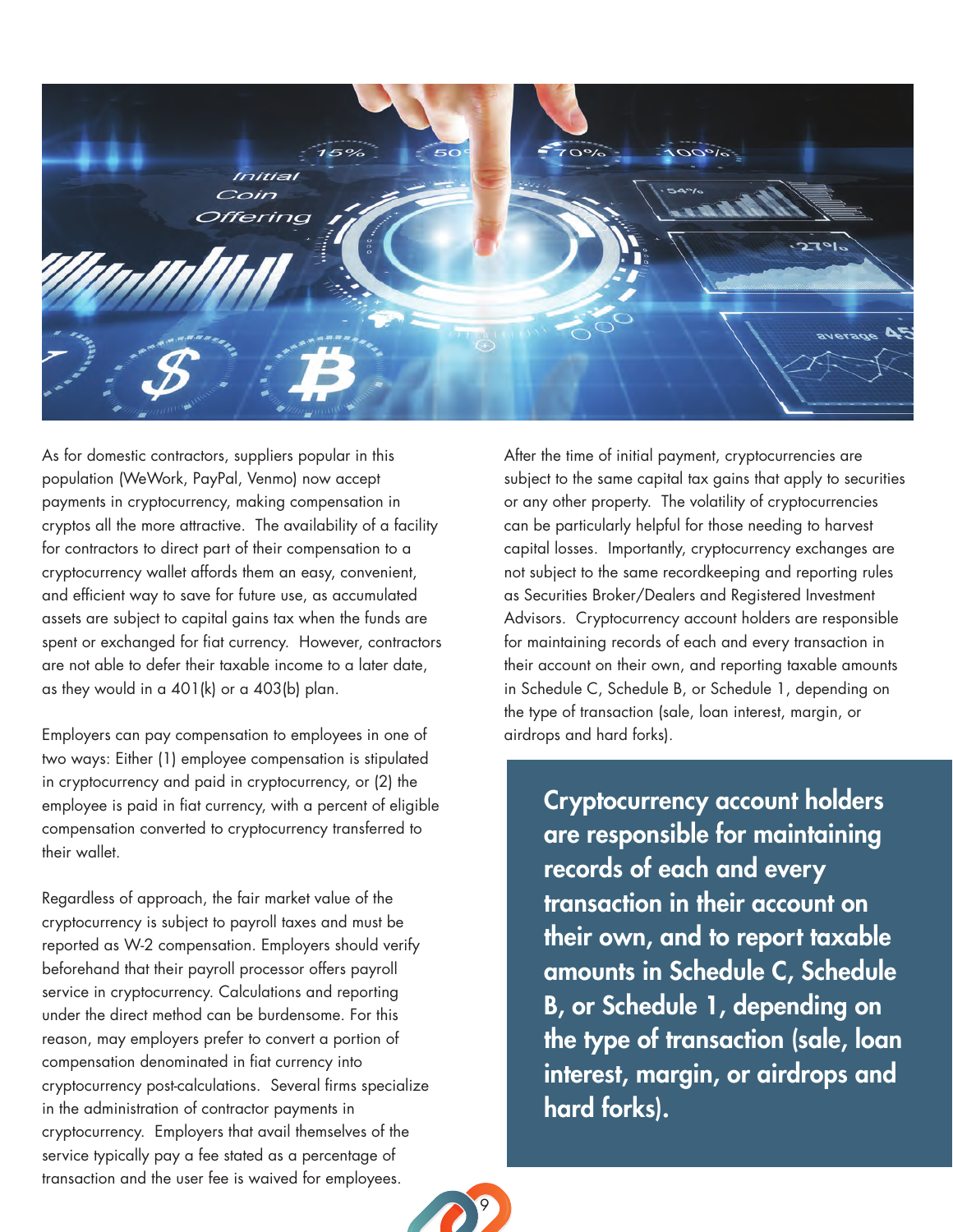As for domestic contractors, suppliers popular in this population (WeWork, PayPal, Venmo) now accept payments in cryptocurrency, making compensation in cryptos all the more attractive. The availability of a facility for contractors to direct part of their compensation to a cryptocurrency wallet affords them an easy, convenient, and efficient way to save for future use, as accumulated assets are subject to capital gains tax when the funds are spent or exchanged for fiat currency. However, contractors are not able to defer their taxable income to a later date, as they would in a 401(k) or a 403(b) plan.

Employers can pay compensation to employees in one of two ways: Either (1) employee compensation is stipulated in cryptocurrency and paid in cryptocurrency, or (2) the employee is paid in fiat currency, with a percent of eligible compensation converted to cryptocurrency transferred to their wallet.

Regardless of approach, the fair market value of the cryptocurrency is subject to payroll taxes and must be reported as W-2 compensation. Employers should verify beforehand that their payroll processor offers payroll service in cryptocurrency. Calculations and reporting under the direct method can be burdensome. For this reason, may employers prefer to convert a portion of compensation denominated in fiat currency into cryptocurrency post-calculations. Several firms specialize in the administration of contractor payments in cryptocurrency. Employers that avail themselves of the service typically pay a fee stated as a percentage of transaction and the user fee is waived for employees.

After the time of initial payment, cryptocurrencies are subject to the same capital tax gains that apply to securities or any other property. The volatility of cryptocurrencies can be particularly helpful for those needing to harvest capital losses. Importantly, cryptocurrency exchanges are not subject to the same recordkeeping and reporting rules as Securities Broker/Dealers and Registered Investment Advisors. Cryptocurrency account holders are responsible for maintaining records of each and every transaction in their account on their own, and reporting taxable amounts in Schedule C, Schedule B, or Schedule 1, depending on the type of transaction (sale, loan interest, margin, or airdrops and hard forks).

**Cryptocurrency account holders are responsible for maintaining records of each and every transaction in their account on their own, and to report taxable amounts in Schedule C, Schedule B, or Schedule 1, depending on the type of transaction (sale, loan interest, margin, or airdrops and hard forks).**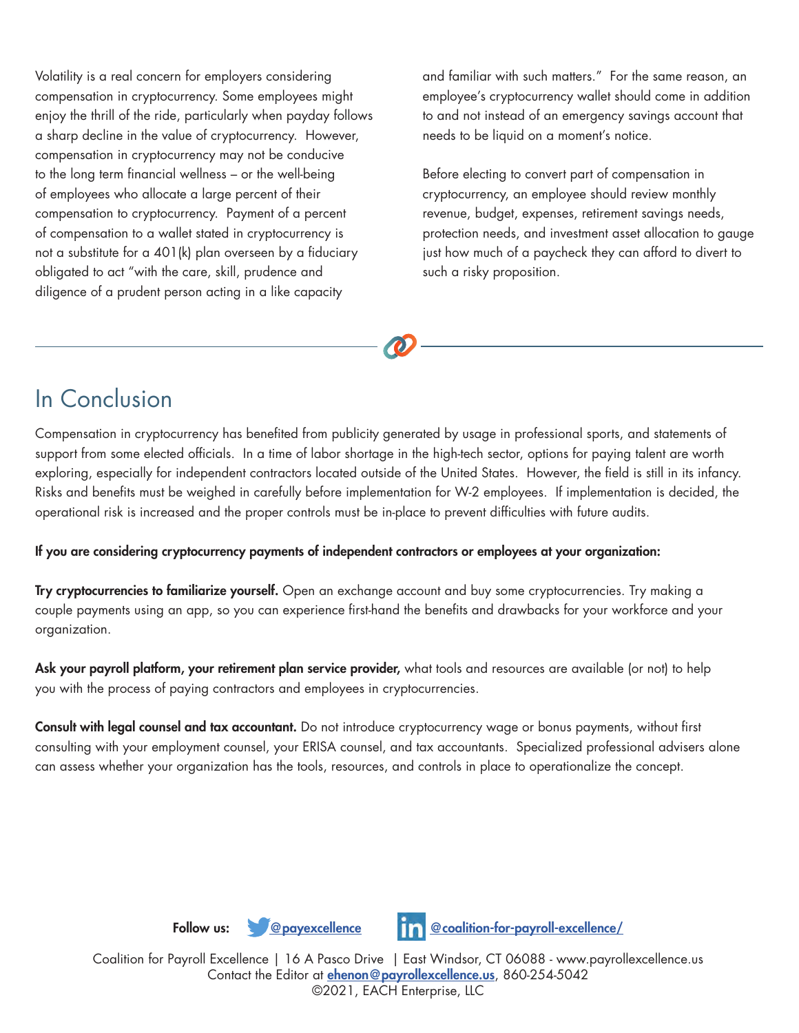Volatility is a real concern for employers considering compensation in cryptocurrency. Some employees might enjoy the thrill of the ride, particularly when payday follows a sharp decline in the value of cryptocurrency. However, compensation in cryptocurrency may not be conducive to the long term financial wellness – or the well-being of employees who allocate a large percent of their compensation to cryptocurrency. Payment of a percent of compensation to a wallet stated in cryptocurrency is not a substitute for a 401(k) plan overseen by a fiduciary obligated to act "with the care, skill, prudence and diligence of a prudent person acting in a like capacity and familiar with such matters." For the same reason, an employee's cryptocurrency wallet should come in addition to and not instead of an emergency savings account that needs to be liquid on a moment's notice.

Before electing to convert part of compensation in cryptocurrency, an employee should review monthly revenue, budget, expenses, retirement savings needs, protection needs, and investment asset allocation to gauge just how much of a paycheck they can afford to divert to such a risky proposition.

## In Conclusion

Compensation in cryptocurrency has benefited from publicity generated by usage in professional sports, and statements of support from some elected officials. In a time of labor shortage in the high-tech sector, options for paying talent are worth exploring, especially for independent contractors located outside of the United States. However, the field is still in its infancy. Risks and benefits must be weighed in carefully before implementation for W-2 employees. If implementation is decided, the operational risk is increased and the proper controls must be in-place to prevent difficulties with future audits.

**If you are considering cryptocurrency payments of independent contractors or employees at your organization:**

**Try cryptocurrencies to familiarize yourself.** Open an exchange account and buy some cryptocurrencies. Try making a couple payments using an app, so you can experience first-hand the benefits and drawbacks for your workforce and your organization.

**Ask your payroll platform, your retirement plan service provider,** what tools and resources are available (or not) to help you with the process of paying contractors and employees in cryptocurrencies.

**Consult with legal counsel and tax accountant.** Do not introduce cryptocurrency wage or bonus payments, without first consulting with your employment counsel, your ERISA counsel, and tax accountants. Specialized professional advisers alone can assess whether your organization has the tools, resources, and controls in place to operationalize the concept.

**Follow us:** @payexcellence @coalition-for-payroll-excellence/

Coalition for Payroll Excellence | 16 A Pasco Drive | East Windsor, CT 06088 - www.payrollexcellence.us
Contact the Editor at ehenon@payrollexcellence.us, 860-254-5042
©2021, EACH Enterprise, LLC